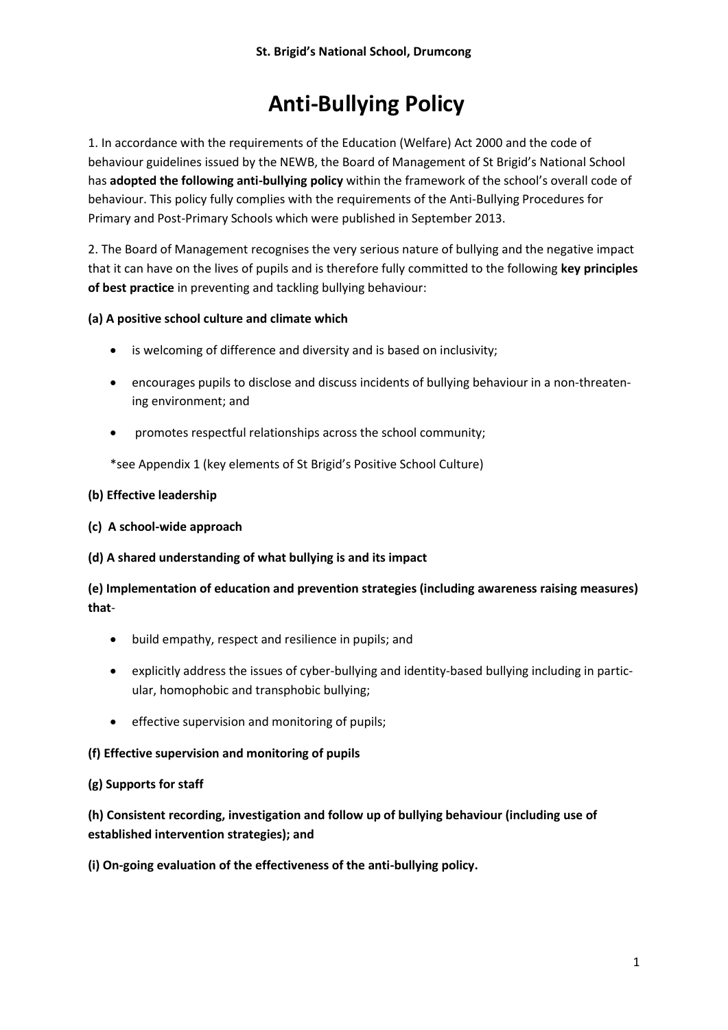**St. Brigid's National School, Drumcong**

# Anti-Bullying Policy

1. In accordance with the requirements of the Education (Welfare) Act 2000 and the code of behaviour guidelines issued by the NEWB, the Board of Management of St Brigid's National School has **adopted the following anti-bullying policy** within the framework of the school's overall code of behaviour. This policy fully complies with the requirements of the Anti-Bullying Procedures for Primary and Post-Primary Schools which were published in September 2013.

2. The Board of Management recognises the very serious nature of bullying and the negative impact that it can have on the lives of pupils and is therefore fully committed to the following **key principles of best practice** in preventing and tackling bullying behaviour:

**(a) A positive school culture and climate which**

- is welcoming of difference and diversity and is based on inclusivity;
- encourages pupils to disclose and discuss incidents of bullying behaviour in a non-threatening environment; and
- promotes respectful relationships across the school community;

*see Appendix 1 (key elements of St Brigid's Positive School Culture)

**(b) Effective leadership**

**(c) A school-wide approach**

**(d) A shared understanding of what bullying is and its impact**

**(e) Implementation of education and prevention strategies (including awareness raising measures) that**-

- build empathy, respect and resilience in pupils; and
- explicitly address the issues of cyber-bullying and identity-based bullying including in particular, homophobic and transphobic bullying;
- effective supervision and monitoring of pupils;

**(f) Effective supervision and monitoring of pupils**

**(g) Supports for staff**

**(h) Consistent recording, investigation and follow up of bullying behaviour (including use of established intervention strategies); and**

**(i) On-going evaluation of the effectiveness of the anti-bullying policy.**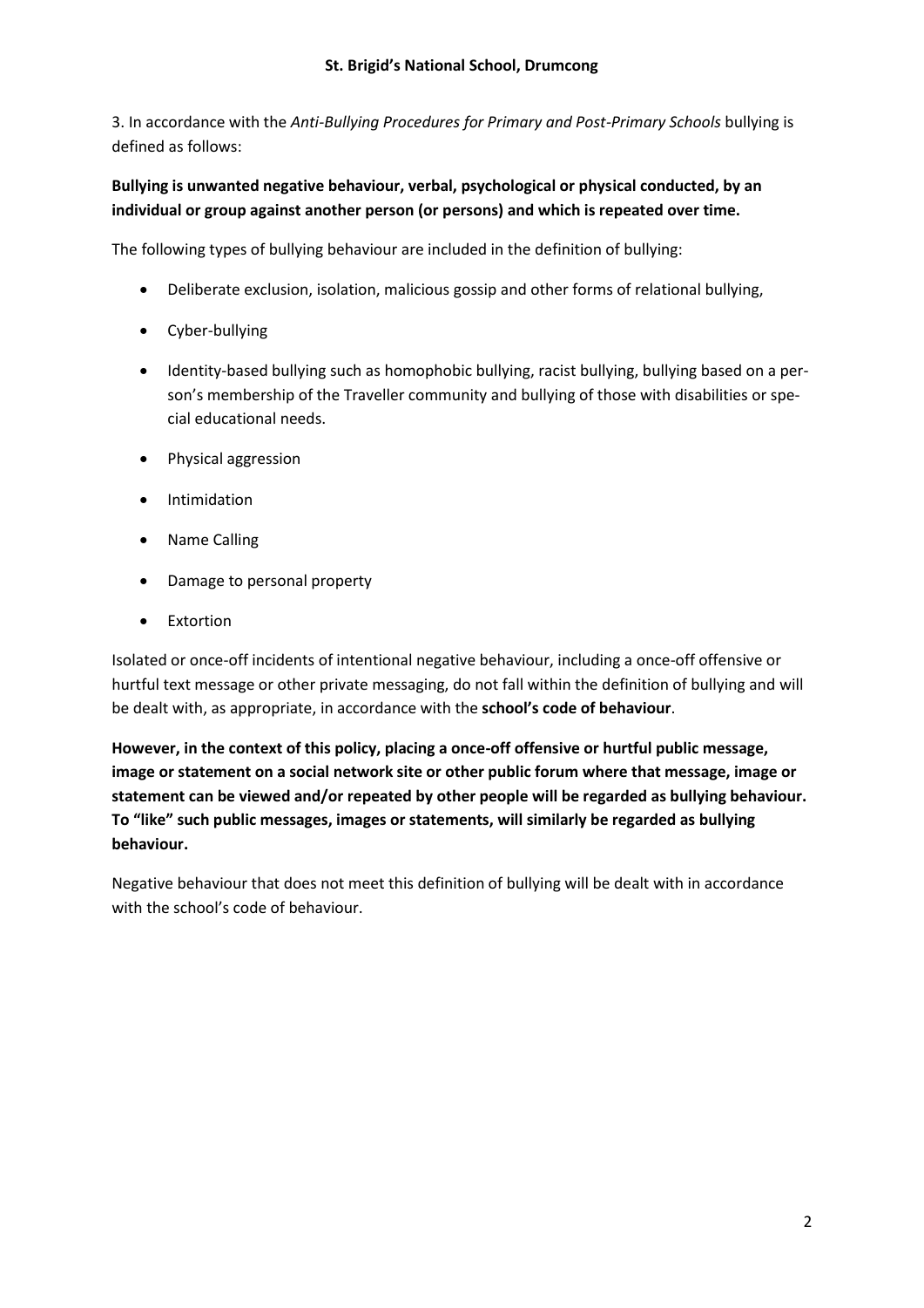3. In accordance with the *Anti-Bullying Procedures for Primary and Post-Primary Schools* bullying is defined as follows:

**Bullying is unwanted negative behaviour, verbal, psychological or physical conducted, by an individual or group against another person (or persons) and which is repeated over time.**

The following types of bullying behaviour are included in the definition of bullying:

- Deliberate exclusion, isolation, malicious gossip and other forms of relational bullying,
- Cyber-bullying
- Identity-based bullying such as homophobic bullying, racist bullying, bullying based on a person's membership of the Traveller community and bullying of those with disabilities or special educational needs.
- Physical aggression
- Intimidation
- Name Calling
- Damage to personal property
- Extortion

Isolated or once-off incidents of intentional negative behaviour, including a once-off offensive or hurtful text message or other private messaging, do not fall within the definition of bullying and will be dealt with, as appropriate, in accordance with the **school's code of behaviour**.

**However, in the context of this policy, placing a once-off offensive or hurtful public message, image or statement on a social network site or other public forum where that message, image or statement can be viewed and/or repeated by other people will be regarded as bullying behaviour. To "like" such public messages, images or statements, will similarly be regarded as bullying behaviour.**

Negative behaviour that does not meet this definition of bullying will be dealt with in accordance with the school's code of behaviour.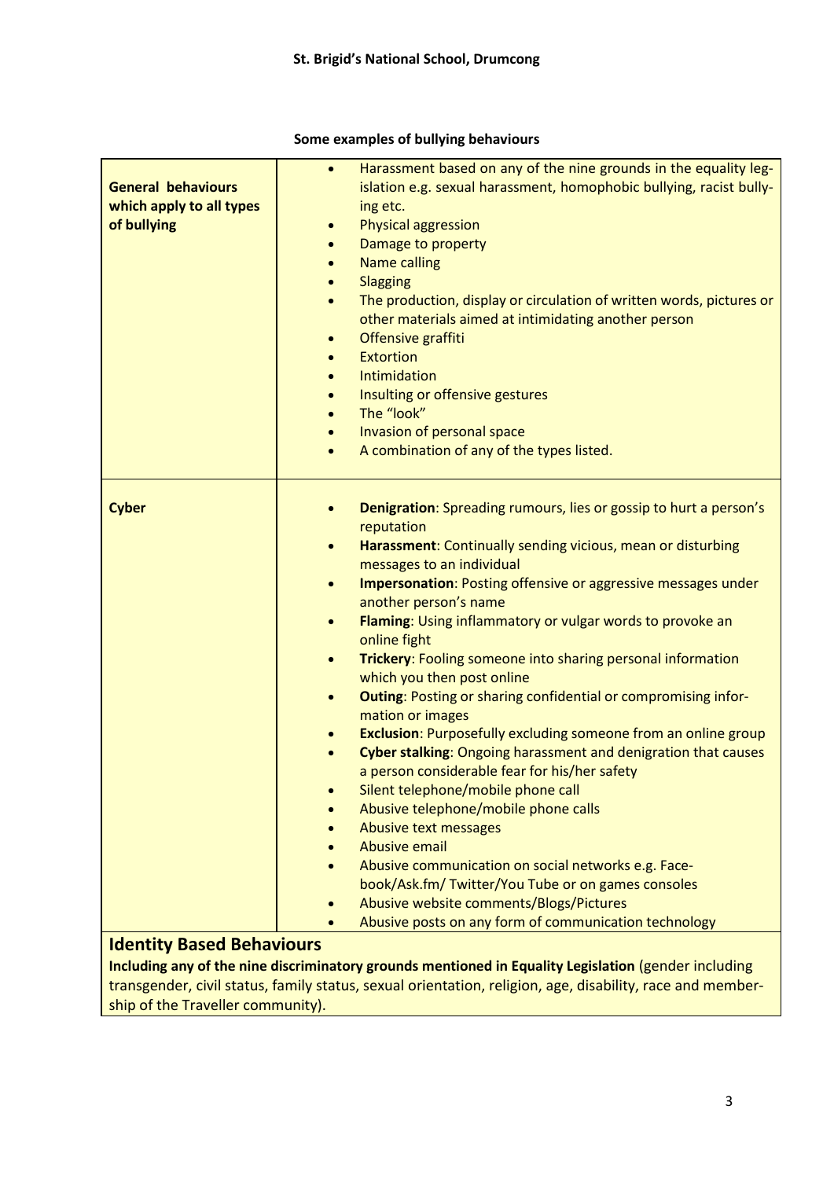**St. Brigid's National School, Drumcong**

**Some examples of bullying behaviours**

| | |
|---|---|
| **General behaviours which apply to all types of bullying** | • Harassment based on any of the nine grounds in the equality legislation e.g. sexual harassment, homophobic bullying, racist bullying etc.<br>• Physical aggression<br>• Damage to property<br>• Name calling<br>• Slagging<br>• The production, display or circulation of written words, pictures or other materials aimed at intimidating another person<br>• Offensive graffiti<br>• Extortion<br>• Intimidation<br>• Insulting or offensive gestures<br>• The "look"<br>• Invasion of personal space<br>• A combination of any of the types listed. |
| **Cyber** | • **Denigration**: Spreading rumours, lies or gossip to hurt a person's reputation<br>• **Harassment**: Continually sending vicious, mean or disturbing messages to an individual<br>• **Impersonation**: Posting offensive or aggressive messages under another person's name<br>• **Flaming**: Using inflammatory or vulgar words to provoke an online fight<br>• **Trickery**: Fooling someone into sharing personal information which you then post online<br>• **Outing**: Posting or sharing confidential or compromising information or images<br>• **Exclusion**: Purposefully excluding someone from an online group<br>• **Cyber stalking**: Ongoing harassment and denigration that causes a person considerable fear for his/her safety<br>• Silent telephone/mobile phone call<br>• Abusive telephone/mobile phone calls<br>• Abusive text messages<br>• Abusive email<br>• Abusive communication on social networks e.g. Facebook/Ask.fm/ Twitter/You Tube or on games consoles<br>• Abusive website comments/Blogs/Pictures<br>• Abusive posts on any form of communication technology |

## Identity Based Behaviours

**Including any of the nine discriminatory grounds mentioned in Equality Legislation** (gender including transgender, civil status, family status, sexual orientation, religion, age, disability, race and membership of the Traveller community).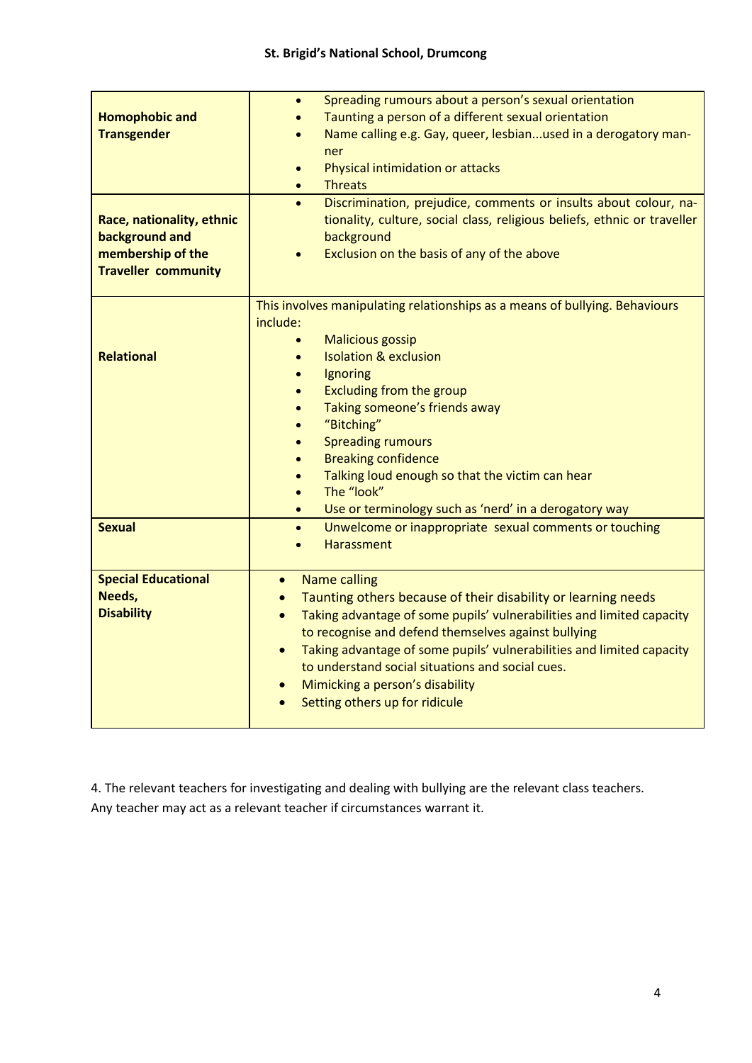| | |
|---|---|
| **Homophobic and Transgender** | • Spreading rumours about a person's sexual orientation<br>• Taunting a person of a different sexual orientation<br>• Name calling e.g. Gay, queer, lesbian...used in a derogatory manner<br>• Physical intimidation or attacks<br>• Threats |
| **Race, nationality, ethnic background and membership of the Traveller community** | • Discrimination, prejudice, comments or insults about colour, nationality, culture, social class, religious beliefs, ethnic or traveller background<br>• Exclusion on the basis of any of the above |
| **Relational** | This involves manipulating relationships as a means of bullying. Behaviours include:<br>• Malicious gossip<br>• Isolation & exclusion<br>• Ignoring<br>• Excluding from the group<br>• Taking someone's friends away<br>• "Bitching"<br>• Spreading rumours<br>• Breaking confidence<br>• Talking loud enough so that the victim can hear<br>• The "look"<br>• Use or terminology such as 'nerd' in a derogatory way |
| **Sexual** | • Unwelcome or inappropriate sexual comments or touching<br>• Harassment |
| **Special Educational Needs, Disability** | • Name calling<br>• Taunting others because of their disability or learning needs<br>• Taking advantage of some pupils' vulnerabilities and limited capacity to recognise and defend themselves against bullying<br>• Taking advantage of some pupils' vulnerabilities and limited capacity to understand social situations and social cues.<br>• Mimicking a person's disability<br>• Setting others up for ridicule |

4. The relevant teachers for investigating and dealing with bullying are the relevant class teachers. Any teacher may act as a relevant teacher if circumstances warrant it.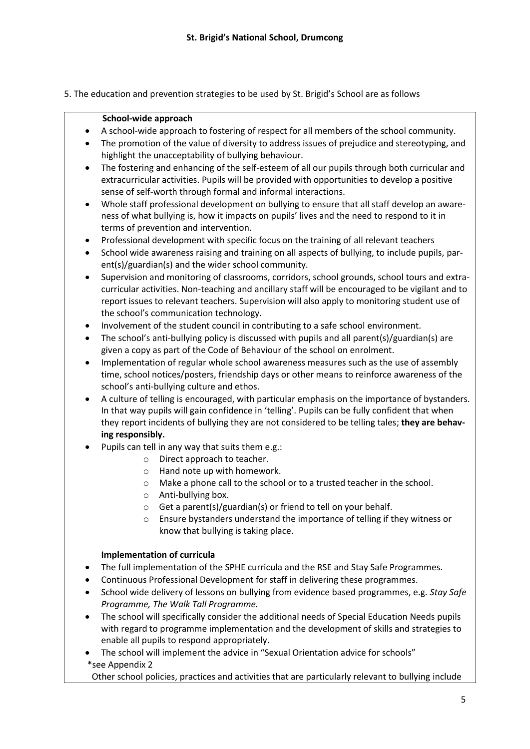5. The education and prevention strategies to be used by St. Brigid's School are as follows

**School-wide approach**

- A school-wide approach to fostering of respect for all members of the school community.
- The promotion of the value of diversity to address issues of prejudice and stereotyping, and highlight the unacceptability of bullying behaviour.
- The fostering and enhancing of the self-esteem of all our pupils through both curricular and extracurricular activities. Pupils will be provided with opportunities to develop a positive sense of self-worth through formal and informal interactions.
- Whole staff professional development on bullying to ensure that all staff develop an awareness of what bullying is, how it impacts on pupils' lives and the need to respond to it in terms of prevention and intervention.
- Professional development with specific focus on the training of all relevant teachers
- School wide awareness raising and training on all aspects of bullying, to include pupils, parent(s)/guardian(s) and the wider school community.
- Supervision and monitoring of classrooms, corridors, school grounds, school tours and extracurricular activities. Non-teaching and ancillary staff will be encouraged to be vigilant and to report issues to relevant teachers. Supervision will also apply to monitoring student use of the school's communication technology.
- Involvement of the student council in contributing to a safe school environment.
- The school's anti-bullying policy is discussed with pupils and all parent(s)/guardian(s) are given a copy as part of the Code of Behaviour of the school on enrolment.
- Implementation of regular whole school awareness measures such as the use of assembly time, school notices/posters, friendship days or other means to reinforce awareness of the school's anti-bullying culture and ethos.
- A culture of telling is encouraged, with particular emphasis on the importance of bystanders. In that way pupils will gain confidence in 'telling'. Pupils can be fully confident that when they report incidents of bullying they are not considered to be telling tales; **they are behaving responsibly.**
- Pupils can tell in any way that suits them e.g.:
  - Direct approach to teacher.
  - Hand note up with homework.
  - Make a phone call to the school or to a trusted teacher in the school.
  - Anti-bullying box.
  - Get a parent(s)/guardian(s) or friend to tell on your behalf.
  - Ensure bystanders understand the importance of telling if they witness or know that bullying is taking place.

**Implementation of curricula**

- The full implementation of the SPHE curricula and the RSE and Stay Safe Programmes.
- Continuous Professional Development for staff in delivering these programmes.
- School wide delivery of lessons on bullying from evidence based programmes, e.g. *Stay Safe Programme, The Walk Tall Programme.*
- The school will specifically consider the additional needs of Special Education Needs pupils with regard to programme implementation and the development of skills and strategies to enable all pupils to respond appropriately.
- The school will implement the advice in "Sexual Orientation advice for schools"

\*see Appendix 2

Other school policies, practices and activities that are particularly relevant to bullying include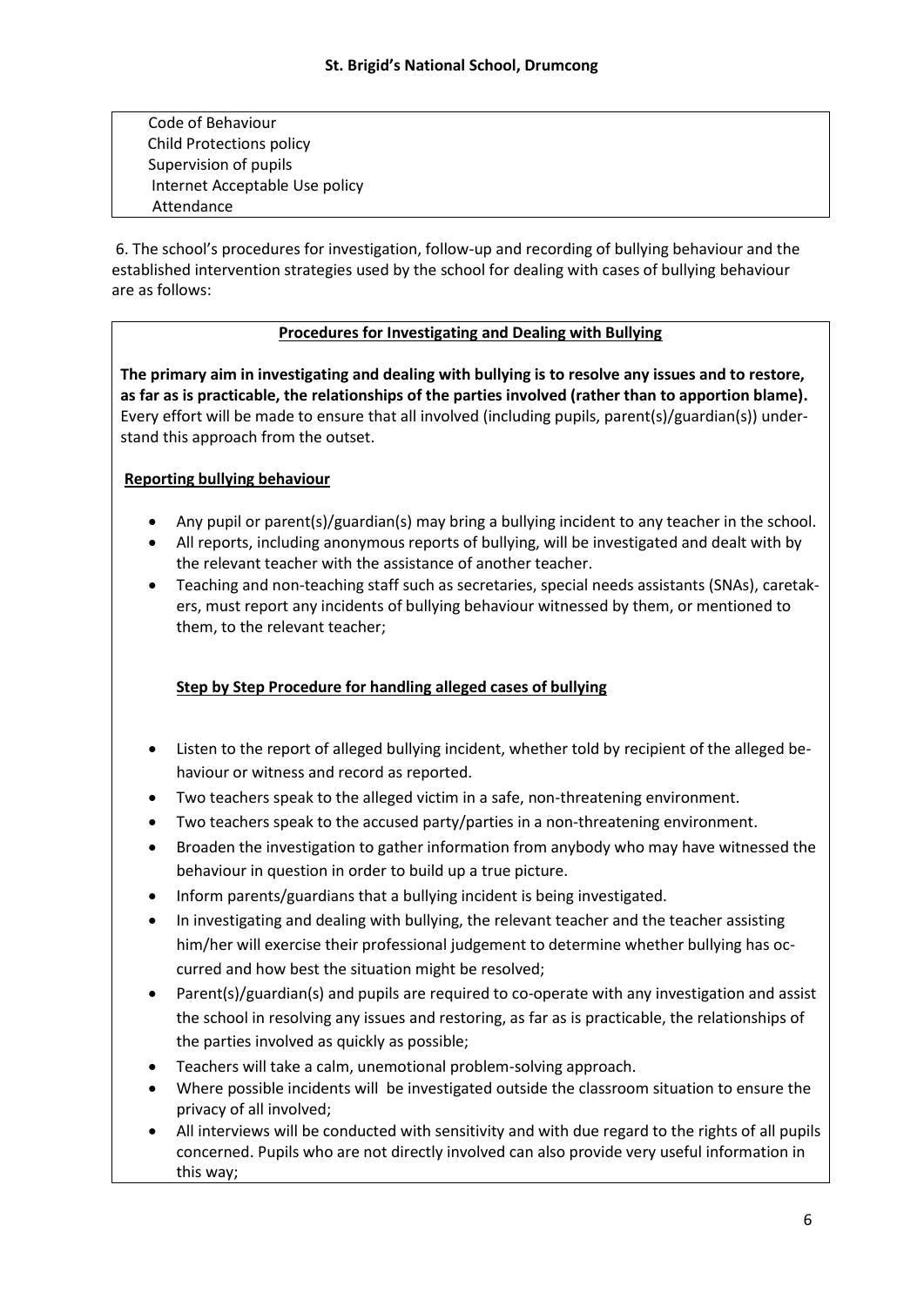Code of Behaviour
Child Protections policy
Supervision of pupils
Internet Acceptable Use policy
Attendance

6. The school's procedures for investigation, follow-up and recording of bullying behaviour and the established intervention strategies used by the school for dealing with cases of bullying behaviour are as follows:

**Procedures for Investigating and Dealing with Bullying**

**The primary aim in investigating and dealing with bullying is to resolve any issues and to restore, as far as is practicable, the relationships of the parties involved (rather than to apportion blame).** Every effort will be made to ensure that all involved (including pupils, parent(s)/guardian(s)) understand this approach from the outset.

**Reporting bullying behaviour**

- Any pupil or parent(s)/guardian(s) may bring a bullying incident to any teacher in the school.
- All reports, including anonymous reports of bullying, will be investigated and dealt with by the relevant teacher with the assistance of another teacher.
- Teaching and non-teaching staff such as secretaries, special needs assistants (SNAs), caretakers, must report any incidents of bullying behaviour witnessed by them, or mentioned to them, to the relevant teacher;

**Step by Step Procedure for handling alleged cases of bullying**

- Listen to the report of alleged bullying incident, whether told by recipient of the alleged behaviour or witness and record as reported.
- Two teachers speak to the alleged victim in a safe, non-threatening environment.
- Two teachers speak to the accused party/parties in a non-threatening environment.
- Broaden the investigation to gather information from anybody who may have witnessed the behaviour in question in order to build up a true picture.
- Inform parents/guardians that a bullying incident is being investigated.
- In investigating and dealing with bullying, the relevant teacher and the teacher assisting him/her will exercise their professional judgement to determine whether bullying has occurred and how best the situation might be resolved;
- Parent(s)/guardian(s) and pupils are required to co-operate with any investigation and assist the school in resolving any issues and restoring, as far as is practicable, the relationships of the parties involved as quickly as possible;
- Teachers will take a calm, unemotional problem-solving approach.
- Where possible incidents will be investigated outside the classroom situation to ensure the privacy of all involved;
- All interviews will be conducted with sensitivity and with due regard to the rights of all pupils concerned. Pupils who are not directly involved can also provide very useful information in this way;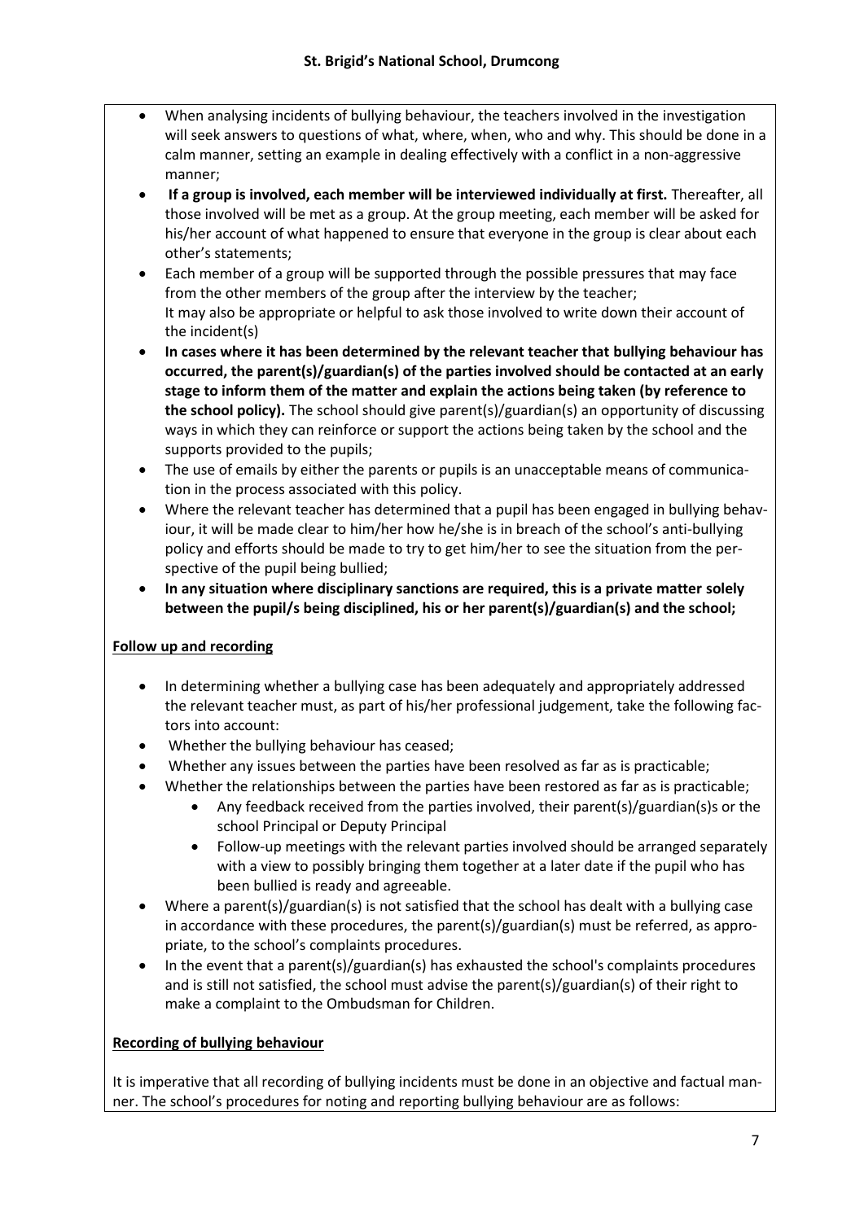- When analysing incidents of bullying behaviour, the teachers involved in the investigation will seek answers to questions of what, where, when, who and why. This should be done in a calm manner, setting an example in dealing effectively with a conflict in a non-aggressive manner;
- **If a group is involved, each member will be interviewed individually at first.** Thereafter, all those involved will be met as a group. At the group meeting, each member will be asked for his/her account of what happened to ensure that everyone in the group is clear about each other's statements;
- Each member of a group will be supported through the possible pressures that may face from the other members of the group after the interview by the teacher;
  It may also be appropriate or helpful to ask those involved to write down their account of the incident(s)
- **In cases where it has been determined by the relevant teacher that bullying behaviour has occurred, the parent(s)/guardian(s) of the parties involved should be contacted at an early stage to inform them of the matter and explain the actions being taken (by reference to the school policy).** The school should give parent(s)/guardian(s) an opportunity of discussing ways in which they can reinforce or support the actions being taken by the school and the supports provided to the pupils;
- The use of emails by either the parents or pupils is an unacceptable means of communication in the process associated with this policy.
- Where the relevant teacher has determined that a pupil has been engaged in bullying behaviour, it will be made clear to him/her how he/she is in breach of the school's anti-bullying policy and efforts should be made to try to get him/her to see the situation from the perspective of the pupil being bullied;
- **In any situation where disciplinary sanctions are required, this is a private matter solely between the pupil/s being disciplined, his or her parent(s)/guardian(s) and the school;**

**Follow up and recording**

- In determining whether a bullying case has been adequately and appropriately addressed the relevant teacher must, as part of his/her professional judgement, take the following factors into account:
- Whether the bullying behaviour has ceased;
- Whether any issues between the parties have been resolved as far as is practicable;
- Whether the relationships between the parties have been restored as far as is practicable;
  - Any feedback received from the parties involved, their parent(s)/guardian(s)s or the school Principal or Deputy Principal
  - Follow-up meetings with the relevant parties involved should be arranged separately with a view to possibly bringing them together at a later date if the pupil who has been bullied is ready and agreeable.
- Where a parent(s)/guardian(s) is not satisfied that the school has dealt with a bullying case in accordance with these procedures, the parent(s)/guardian(s) must be referred, as appropriate, to the school's complaints procedures.
- In the event that a parent(s)/guardian(s) has exhausted the school's complaints procedures and is still not satisfied, the school must advise the parent(s)/guardian(s) of their right to make a complaint to the Ombudsman for Children.

**Recording of bullying behaviour**

It is imperative that all recording of bullying incidents must be done in an objective and factual manner. The school's procedures for noting and reporting bullying behaviour are as follows: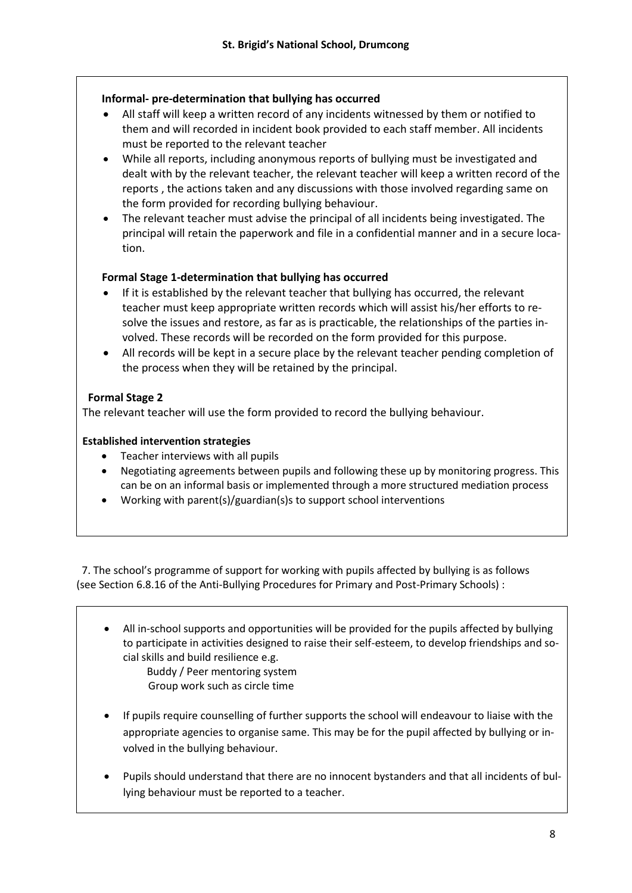**Informal- pre-determination that bullying has occurred**

- All staff will keep a written record of any incidents witnessed by them or notified to them and will recorded in incident book provided to each staff member. All incidents must be reported to the relevant teacher
- While all reports, including anonymous reports of bullying must be investigated and dealt with by the relevant teacher, the relevant teacher will keep a written record of the reports , the actions taken and any discussions with those involved regarding same on the form provided for recording bullying behaviour.
- The relevant teacher must advise the principal of all incidents being investigated. The principal will retain the paperwork and file in a confidential manner and in a secure location.

**Formal Stage 1-determination that bullying has occurred**

- If it is established by the relevant teacher that bullying has occurred, the relevant teacher must keep appropriate written records which will assist his/her efforts to resolve the issues and restore, as far as is practicable, the relationships of the parties involved. These records will be recorded on the form provided for this purpose.
- All records will be kept in a secure place by the relevant teacher pending completion of the process when they will be retained by the principal.

**Formal Stage 2**

The relevant teacher will use the form provided to record the bullying behaviour.

**Established intervention strategies**

- Teacher interviews with all pupils
- Negotiating agreements between pupils and following these up by monitoring progress. This can be on an informal basis or implemented through a more structured mediation process
- Working with parent(s)/guardian(s)s to support school interventions

7. The school's programme of support for working with pupils affected by bullying is as follows (see Section 6.8.16 of the Anti-Bullying Procedures for Primary and Post-Primary Schools) :

- All in-school supports and opportunities will be provided for the pupils affected by bullying to participate in activities designed to raise their self-esteem, to develop friendships and social skills and build resilience e.g.
  Buddy / Peer mentoring system
  Group work such as circle time
- If pupils require counselling of further supports the school will endeavour to liaise with the appropriate agencies to organise same. This may be for the pupil affected by bullying or involved in the bullying behaviour.
- Pupils should understand that there are no innocent bystanders and that all incidents of bullying behaviour must be reported to a teacher.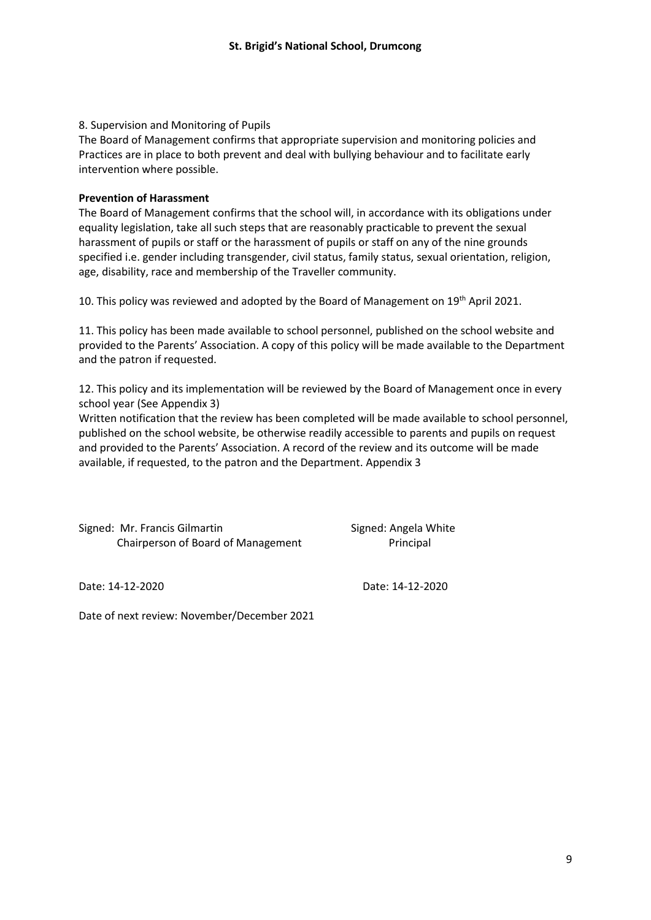8. Supervision and Monitoring of Pupils

The Board of Management confirms that appropriate supervision and monitoring policies and Practices are in place to both prevent and deal with bullying behaviour and to facilitate early intervention where possible.

**Prevention of Harassment**

The Board of Management confirms that the school will, in accordance with its obligations under equality legislation, take all such steps that are reasonably practicable to prevent the sexual harassment of pupils or staff or the harassment of pupils or staff on any of the nine grounds specified i.e. gender including transgender, civil status, family status, sexual orientation, religion, age, disability, race and membership of the Traveller community.

10. This policy was reviewed and adopted by the Board of Management on 19th April 2021.

11. This policy has been made available to school personnel, published on the school website and provided to the Parents' Association. A copy of this policy will be made available to the Department and the patron if requested.

12. This policy and its implementation will be reviewed by the Board of Management once in every school year (See Appendix 3)

Written notification that the review has been completed will be made available to school personnel, published on the school website, be otherwise readily accessible to parents and pupils on request and provided to the Parents' Association. A record of the review and its outcome will be made available, if requested, to the patron and the Department. Appendix 3

Signed: Mr. Francis Gilmartin
Chairperson of Board of Management

Signed: Angela White
Principal

Date: 14-12-2020

Date: 14-12-2020

Date of next review: November/December 2021